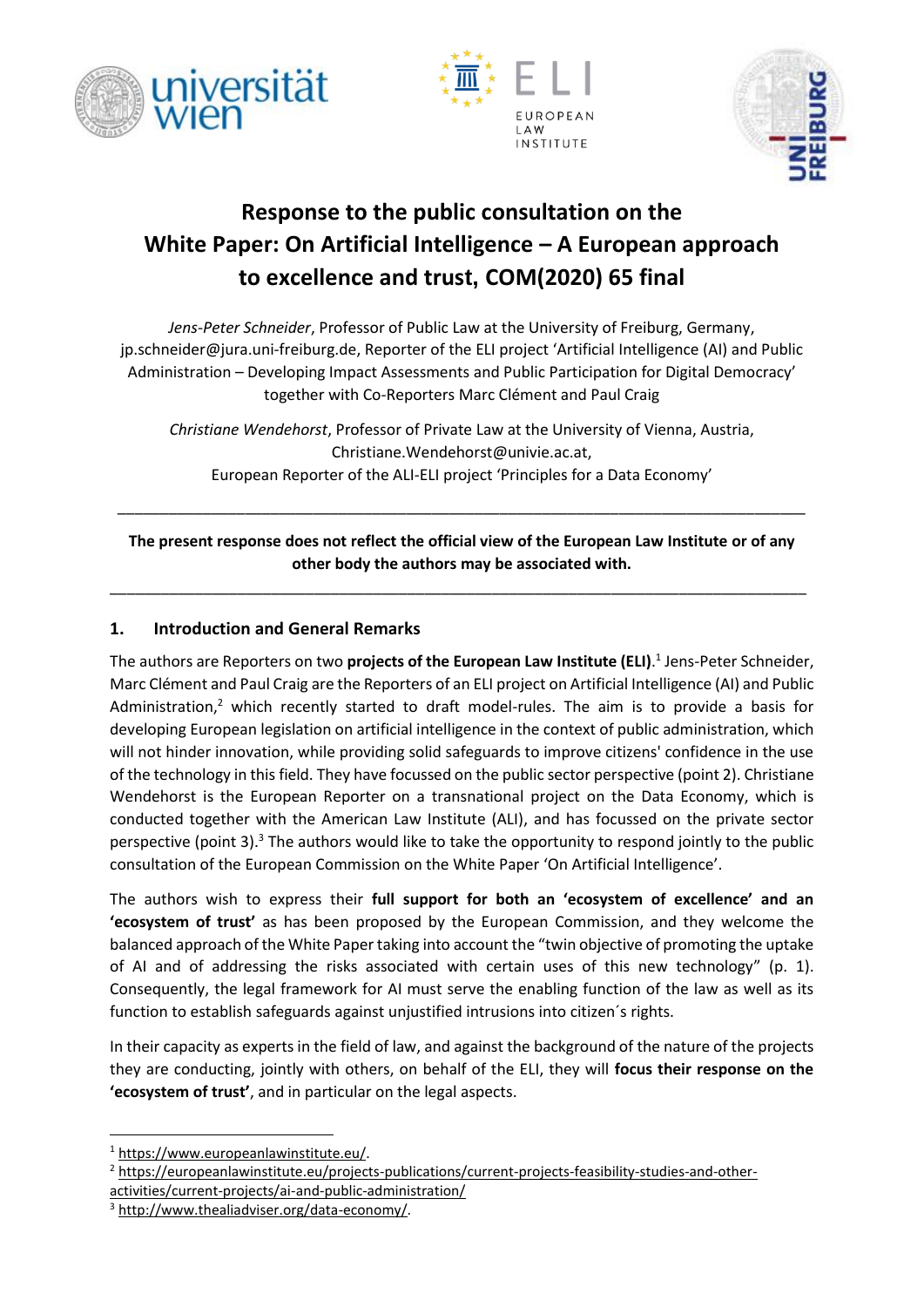# Response to the public consultation on the White Paper: On Artificial Intelligence – A European approach to excellence and trust, COM(2020) 65 final

*Jens-Peter Schneider*, Professor of Public Law at the University of Freiburg, Germany, jp.schneider@jura.uni-freiburg.de, Reporter of the ELI project 'Artificial Intelligence (AI) and Public Administration – Developing Impact Assessments and Public Participation for Digital Democracy' together with Co-Reporters Marc Clément and Paul Craig

*Christiane Wendehorst*, Professor of Private Law at the University of Vienna, Austria, Christiane.Wendehorst@univie.ac.at, European Reporter of the ALI-ELI project 'Principles for a Data Economy'

---

**The present response does not reflect the official view of the European Law Institute or of any other body the authors may be associated with.**

---

## 1. Introduction and General Remarks

The authors are Reporters on two **projects of the European Law Institute (ELI)**.[1] Jens-Peter Schneider, Marc Clément and Paul Craig are the Reporters of an ELI project on Artificial Intelligence (AI) and Public Administration,[2] which recently started to draft model-rules. The aim is to provide a basis for developing European legislation on artificial intelligence in the context of public administration, which will not hinder innovation, while providing solid safeguards to improve citizens' confidence in the use of the technology in this field. They have focussed on the public sector perspective (point 2). Christiane Wendehorst is the European Reporter on a transnational project on the Data Economy, which is conducted together with the American Law Institute (ALI), and has focussed on the private sector perspective (point 3).[3] The authors would like to take the opportunity to respond jointly to the public consultation of the European Commission on the White Paper 'On Artificial Intelligence'.

The authors wish to express their **full support for both an 'ecosystem of excellence' and an 'ecosystem of trust'** as has been proposed by the European Commission, and they welcome the balanced approach of the White Paper taking into account the "twin objective of promoting the uptake of AI and of addressing the risks associated with certain uses of this new technology" (p. 1). Consequently, the legal framework for AI must serve the enabling function of the law as well as its function to establish safeguards against unjustified intrusions into citizen´s rights.

In their capacity as experts in the field of law, and against the background of the nature of the projects they are conducting, jointly with others, on behalf of the ELI, they will **focus their response on the 'ecosystem of trust'**, and in particular on the legal aspects.

---

[1] https://www.europeanlawinstitute.eu/.

[2] https://europeanlawinstitute.eu/projects-publications/current-projects-feasibility-studies-and-other-activities/current-projects/ai-and-public-administration/

[3] http://www.thealiadviser.org/data-economy/.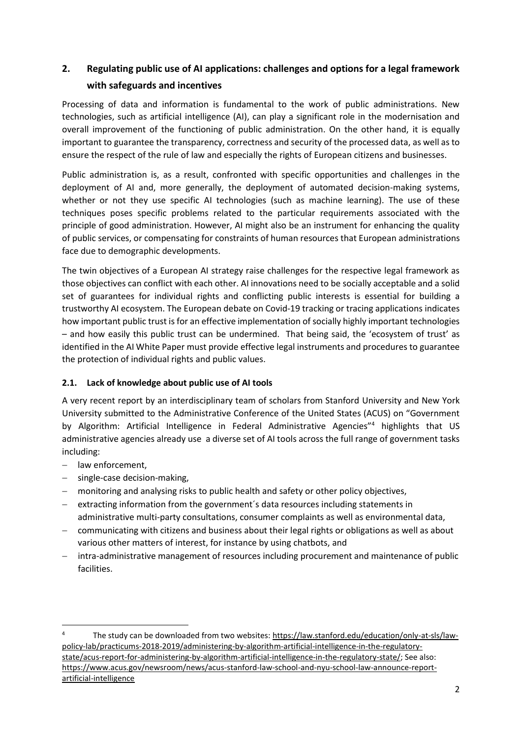## 2. Regulating public use of AI applications: challenges and options for a legal framework with safeguards and incentives

Processing of data and information is fundamental to the work of public administrations. New technologies, such as artificial intelligence (AI), can play a significant role in the modernisation and overall improvement of the functioning of public administration. On the other hand, it is equally important to guarantee the transparency, correctness and security of the processed data, as well as to ensure the respect of the rule of law and especially the rights of European citizens and businesses.

Public administration is, as a result, confronted with specific opportunities and challenges in the deployment of AI and, more generally, the deployment of automated decision-making systems, whether or not they use specific AI technologies (such as machine learning). The use of these techniques poses specific problems related to the particular requirements associated with the principle of good administration. However, AI might also be an instrument for enhancing the quality of public services, or compensating for constraints of human resources that European administrations face due to demographic developments.

The twin objectives of a European AI strategy raise challenges for the respective legal framework as those objectives can conflict with each other. AI innovations need to be socially acceptable and a solid set of guarantees for individual rights and conflicting public interests is essential for building a trustworthy AI ecosystem. The European debate on Covid-19 tracking or tracing applications indicates how important public trust is for an effective implementation of socially highly important technologies – and how easily this public trust can be undermined. That being said, the 'ecosystem of trust' as identified in the AI White Paper must provide effective legal instruments and procedures to guarantee the protection of individual rights and public values.

### 2.1. Lack of knowledge about public use of AI tools

A very recent report by an interdisciplinary team of scholars from Stanford University and New York University submitted to the Administrative Conference of the United States (ACUS) on "Government by Algorithm: Artificial Intelligence in Federal Administrative Agencies"[4] highlights that US administrative agencies already use a diverse set of AI tools across the full range of government tasks including:

- law enforcement,
- single-case decision-making,
- monitoring and analysing risks to public health and safety or other policy objectives,
- extracting information from the government´s data resources including statements in administrative multi-party consultations, consumer complaints as well as environmental data,
- communicating with citizens and business about their legal rights or obligations as well as about various other matters of interest, for instance by using chatbots, and
- intra-administrative management of resources including procurement and maintenance of public facilities.

---

[4] The study can be downloaded from two websites: https://law.stanford.edu/education/only-at-sls/law-policy-lab/practicums-2018-2019/administering-by-algorithm-artificial-intelligence-in-the-regulatory-state/acus-report-for-administering-by-algorithm-artificial-intelligence-in-the-regulatory-state/; See also: https://www.acus.gov/newsroom/news/acus-stanford-law-school-and-nyu-school-law-announce-report-artificial-intelligence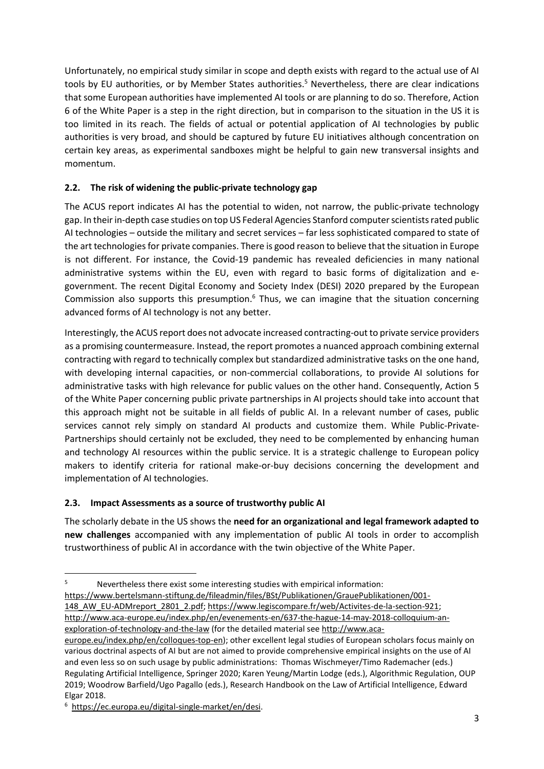Unfortunately, no empirical study similar in scope and depth exists with regard to the actual use of AI tools by EU authorities, or by Member States authorities.[5] Nevertheless, there are clear indications that some European authorities have implemented AI tools or are planning to do so. Therefore, Action 6 of the White Paper is a step in the right direction, but in comparison to the situation in the US it is too limited in its reach. The fields of actual or potential application of AI technologies by public authorities is very broad, and should be captured by future EU initiatives although concentration on certain key areas, as experimental sandboxes might be helpful to gain new transversal insights and momentum.

### 2.2. The risk of widening the public-private technology gap

The ACUS report indicates AI has the potential to widen, not narrow, the public-private technology gap. In their in-depth case studies on top US Federal Agencies Stanford computer scientists rated public AI technologies – outside the military and secret services – far less sophisticated compared to state of the art technologies for private companies. There is good reason to believe that the situation in Europe is not different. For instance, the Covid-19 pandemic has revealed deficiencies in many national administrative systems within the EU, even with regard to basic forms of digitalization and e-government. The recent Digital Economy and Society Index (DESI) 2020 prepared by the European Commission also supports this presumption.[6] Thus, we can imagine that the situation concerning advanced forms of AI technology is not any better.

Interestingly, the ACUS report does not advocate increased contracting-out to private service providers as a promising countermeasure. Instead, the report promotes a nuanced approach combining external contracting with regard to technically complex but standardized administrative tasks on the one hand, with developing internal capacities, or non-commercial collaborations, to provide AI solutions for administrative tasks with high relevance for public values on the other hand. Consequently, Action 5 of the White Paper concerning public private partnerships in AI projects should take into account that this approach might not be suitable in all fields of public AI. In a relevant number of cases, public services cannot rely simply on standard AI products and customize them. While Public-Private-Partnerships should certainly not be excluded, they need to be complemented by enhancing human and technology AI resources within the public service. It is a strategic challenge to European policy makers to identify criteria for rational make-or-buy decisions concerning the development and implementation of AI technologies.

### 2.3. Impact Assessments as a source of trustworthy public AI

The scholarly debate in the US shows the **need for an organizational and legal framework adapted to new challenges** accompanied with any implementation of public AI tools in order to accomplish trustworthiness of public AI in accordance with the twin objective of the White Paper.

---

[5] Nevertheless there exist some interesting studies with empirical information: https://www.bertelsmann-stiftung.de/fileadmin/files/BSt/Publikationen/GrauePublikationen/001-148_AW_EU-ADMreport_2801_2.pdf; https://www.legiscompare.fr/web/Activites-de-la-section-921; http://www.aca-europe.eu/index.php/en/evenements-en/637-the-hague-14-may-2018-colloquium-an-exploration-of-technology-and-the-law (for the detailed material see http://www.aca-europe.eu/index.php/en/colloques-top-en); other excellent legal studies of European scholars focus mainly on various doctrinal aspects of AI but are not aimed to provide comprehensive empirical insights on the use of AI and even less so on such usage by public administrations: Thomas Wischmeyer/Timo Rademacher (eds.) Regulating Artificial Intelligence, Springer 2020; Karen Yeung/Martin Lodge (eds.), Algorithmic Regulation, OUP 2019; Woodrow Barfield/Ugo Pagallo (eds.), Research Handbook on the Law of Artificial Intelligence, Edward Elgar 2018.

[6] https://ec.europa.eu/digital-single-market/en/desi.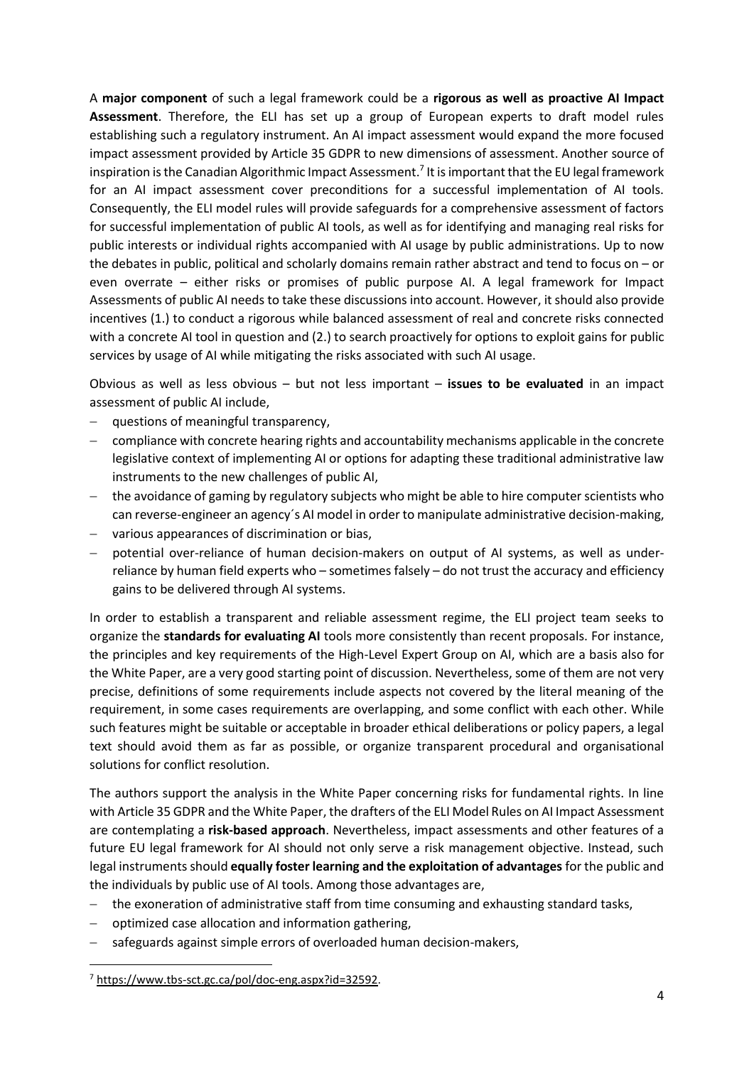A **major component** of such a legal framework could be a **rigorous as well as proactive AI Impact Assessment**. Therefore, the ELI has set up a group of European experts to draft model rules establishing such a regulatory instrument. An AI impact assessment would expand the more focused impact assessment provided by Article 35 GDPR to new dimensions of assessment. Another source of inspiration is the Canadian Algorithmic Impact Assessment.[7] It is important that the EU legal framework for an AI impact assessment cover preconditions for a successful implementation of AI tools. Consequently, the ELI model rules will provide safeguards for a comprehensive assessment of factors for successful implementation of public AI tools, as well as for identifying and managing real risks for public interests or individual rights accompanied with AI usage by public administrations. Up to now the debates in public, political and scholarly domains remain rather abstract and tend to focus on – or even overrate – either risks or promises of public purpose AI. A legal framework for Impact Assessments of public AI needs to take these discussions into account. However, it should also provide incentives (1.) to conduct a rigorous while balanced assessment of real and concrete risks connected with a concrete AI tool in question and (2.) to search proactively for options to exploit gains for public services by usage of AI while mitigating the risks associated with such AI usage.

Obvious as well as less obvious – but not less important – **issues to be evaluated** in an impact assessment of public AI include,

- questions of meaningful transparency,
- compliance with concrete hearing rights and accountability mechanisms applicable in the concrete legislative context of implementing AI or options for adapting these traditional administrative law instruments to the new challenges of public AI,
- the avoidance of gaming by regulatory subjects who might be able to hire computer scientists who can reverse-engineer an agency´s AI model in order to manipulate administrative decision-making,
- various appearances of discrimination or bias,
- potential over-reliance of human decision-makers on output of AI systems, as well as under-reliance by human field experts who – sometimes falsely – do not trust the accuracy and efficiency gains to be delivered through AI systems.

In order to establish a transparent and reliable assessment regime, the ELI project team seeks to organize the **standards for evaluating AI** tools more consistently than recent proposals. For instance, the principles and key requirements of the High-Level Expert Group on AI, which are a basis also for the White Paper, are a very good starting point of discussion. Nevertheless, some of them are not very precise, definitions of some requirements include aspects not covered by the literal meaning of the requirement, in some cases requirements are overlapping, and some conflict with each other. While such features might be suitable or acceptable in broader ethical deliberations or policy papers, a legal text should avoid them as far as possible, or organize transparent procedural and organisational solutions for conflict resolution.

The authors support the analysis in the White Paper concerning risks for fundamental rights. In line with Article 35 GDPR and the White Paper, the drafters of the ELI Model Rules on AI Impact Assessment are contemplating a **risk-based approach**. Nevertheless, impact assessments and other features of a future EU legal framework for AI should not only serve a risk management objective. Instead, such legal instruments should **equally foster learning and the exploitation of advantages** for the public and the individuals by public use of AI tools. Among those advantages are,

- the exoneration of administrative staff from time consuming and exhausting standard tasks,
- optimized case allocation and information gathering,
- safeguards against simple errors of overloaded human decision-makers,

[7] https://www.tbs-sct.gc.ca/pol/doc-eng.aspx?id=32592.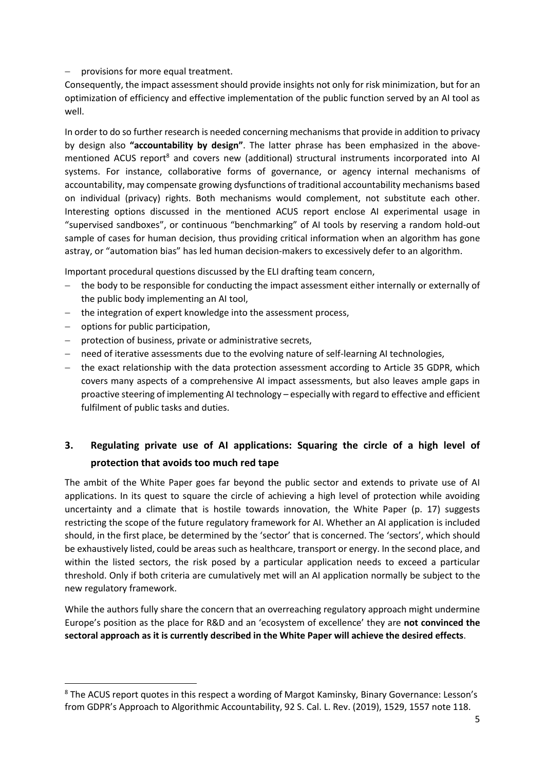- provisions for more equal treatment.

Consequently, the impact assessment should provide insights not only for risk minimization, but for an optimization of efficiency and effective implementation of the public function served by an AI tool as well.

In order to do so further research is needed concerning mechanisms that provide in addition to privacy by design also **"accountability by design"**. The latter phrase has been emphasized in the above-mentioned ACUS report[8] and covers new (additional) structural instruments incorporated into AI systems. For instance, collaborative forms of governance, or agency internal mechanisms of accountability, may compensate growing dysfunctions of traditional accountability mechanisms based on individual (privacy) rights. Both mechanisms would complement, not substitute each other. Interesting options discussed in the mentioned ACUS report enclose AI experimental usage in "supervised sandboxes", or continuous "benchmarking" of AI tools by reserving a random hold-out sample of cases for human decision, thus providing critical information when an algorithm has gone astray, or "automation bias" has led human decision-makers to excessively defer to an algorithm.

Important procedural questions discussed by the ELI drafting team concern,

- the body to be responsible for conducting the impact assessment either internally or externally of the public body implementing an AI tool,
- the integration of expert knowledge into the assessment process,
- options for public participation,
- protection of business, private or administrative secrets,
- need of iterative assessments due to the evolving nature of self-learning AI technologies,
- the exact relationship with the data protection assessment according to Article 35 GDPR, which covers many aspects of a comprehensive AI impact assessments, but also leaves ample gaps in proactive steering of implementing AI technology – especially with regard to effective and efficient fulfilment of public tasks and duties.

## 3. Regulating private use of AI applications: Squaring the circle of a high level of protection that avoids too much red tape

The ambit of the White Paper goes far beyond the public sector and extends to private use of AI applications. In its quest to square the circle of achieving a high level of protection while avoiding uncertainty and a climate that is hostile towards innovation, the White Paper (p. 17) suggests restricting the scope of the future regulatory framework for AI. Whether an AI application is included should, in the first place, be determined by the 'sector' that is concerned. The 'sectors', which should be exhaustively listed, could be areas such as healthcare, transport or energy. In the second place, and within the listed sectors, the risk posed by a particular application needs to exceed a particular threshold. Only if both criteria are cumulatively met will an AI application normally be subject to the new regulatory framework.

While the authors fully share the concern that an overreaching regulatory approach might undermine Europe's position as the place for R&D and an 'ecosystem of excellence' they are **not convinced the sectoral approach as it is currently described in the White Paper will achieve the desired effects**.

[8] The ACUS report quotes in this respect a wording of Margot Kaminsky, Binary Governance: Lesson's from GDPR's Approach to Algorithmic Accountability, 92 S. Cal. L. Rev. (2019), 1529, 1557 note 118.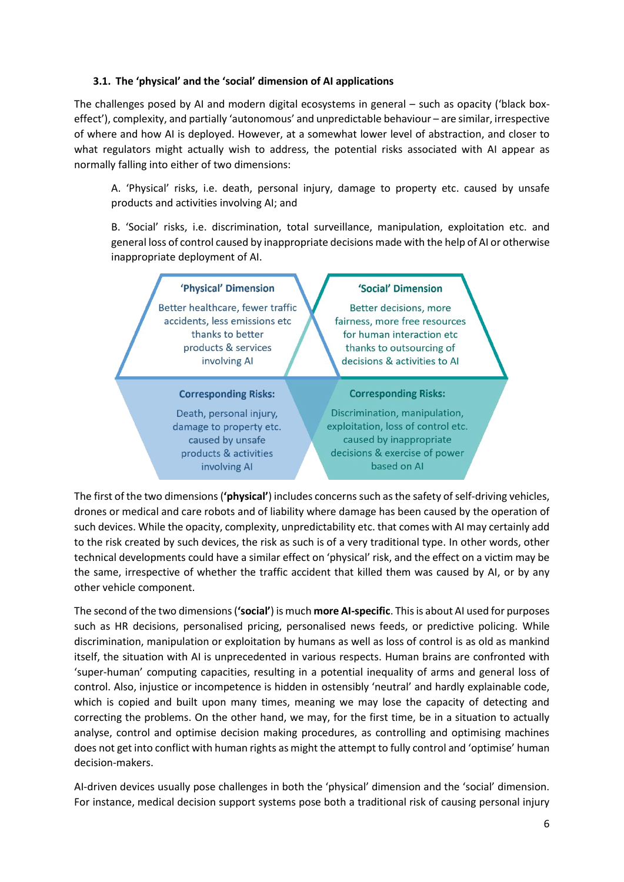### 3.1. The 'physical' and the 'social' dimension of AI applications

The challenges posed by AI and modern digital ecosystems in general – such as opacity ('black box-effect'), complexity, and partially 'autonomous' and unpredictable behaviour – are similar, irrespective of where and how AI is deployed. However, at a somewhat lower level of abstraction, and closer to what regulators might actually wish to address, the potential risks associated with AI appear as normally falling into either of two dimensions:

A. 'Physical' risks, i.e. death, personal injury, damage to property etc. caused by unsafe products and activities involving AI; and

B. 'Social' risks, i.e. discrimination, total surveillance, manipulation, exploitation etc. and general loss of control caused by inappropriate decisions made with the help of AI or otherwise inappropriate deployment of AI.

**'Physical' Dimension**

Better healthcare, fewer traffic accidents, less emissions etc thanks to better products & services involving AI

**'Social' Dimension**

Better decisions, more fairness, more free resources for human interaction etc thanks to outsourcing of decisions & activities to AI

**Corresponding Risks:**

Death, personal injury, damage to property etc. caused by unsafe products & activities involving AI

**Corresponding Risks:**

Discrimination, manipulation, exploitation, loss of control etc. caused by inappropriate decisions & exercise of power based on AI

The first of the two dimensions (**'physical'**) includes concerns such as the safety of self-driving vehicles, drones or medical and care robots and of liability where damage has been caused by the operation of such devices. While the opacity, complexity, unpredictability etc. that comes with AI may certainly add to the risk created by such devices, the risk as such is of a very traditional type. In other words, other technical developments could have a similar effect on 'physical' risk, and the effect on a victim may be the same, irrespective of whether the traffic accident that killed them was caused by AI, or by any other vehicle component.

The second of the two dimensions (**'social'**) is much **more AI-specific**. This is about AI used for purposes such as HR decisions, personalised pricing, personalised news feeds, or predictive policing. While discrimination, manipulation or exploitation by humans as well as loss of control is as old as mankind itself, the situation with AI is unprecedented in various respects. Human brains are confronted with 'super-human' computing capacities, resulting in a potential inequality of arms and general loss of control. Also, injustice or incompetence is hidden in ostensibly 'neutral' and hardly explainable code, which is copied and built upon many times, meaning we may lose the capacity of detecting and correcting the problems. On the other hand, we may, for the first time, be in a situation to actually analyse, control and optimise decision making procedures, as controlling and optimising machines does not get into conflict with human rights as might the attempt to fully control and 'optimise' human decision-makers.

AI-driven devices usually pose challenges in both the 'physical' dimension and the 'social' dimension. For instance, medical decision support systems pose both a traditional risk of causing personal injury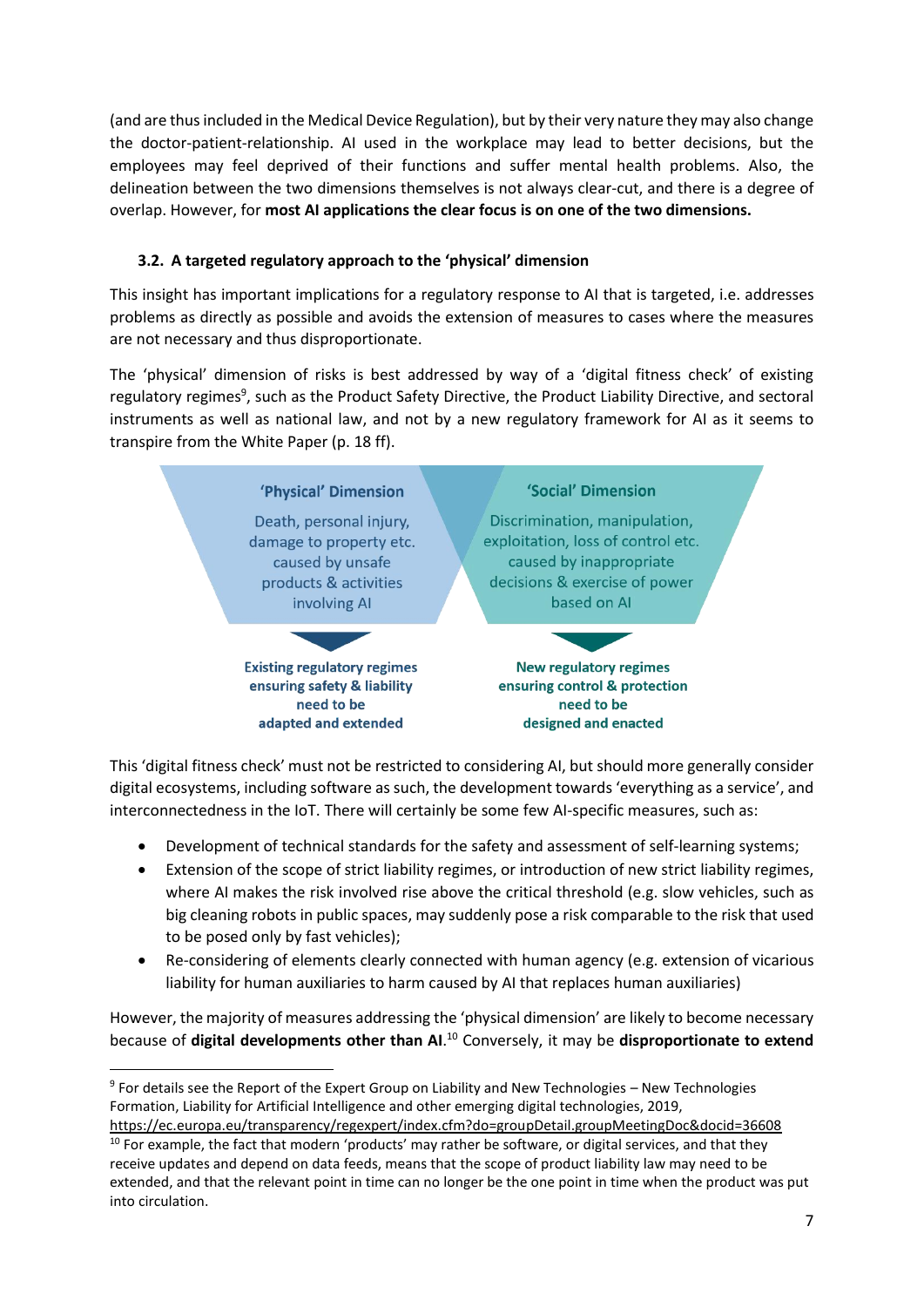(and are thus included in the Medical Device Regulation), but by their very nature they may also change the doctor-patient-relationship. AI used in the workplace may lead to better decisions, but the employees may feel deprived of their functions and suffer mental health problems. Also, the delineation between the two dimensions themselves is not always clear-cut, and there is a degree of overlap. However, for **most AI applications the clear focus is on one of the two dimensions.**

### 3.2. A targeted regulatory approach to the 'physical' dimension

This insight has important implications for a regulatory response to AI that is targeted, i.e. addresses problems as directly as possible and avoids the extension of measures to cases where the measures are not necessary and thus disproportionate.

The 'physical' dimension of risks is best addressed by way of a 'digital fitness check' of existing regulatory regimes[9], such as the Product Safety Directive, the Product Liability Directive, and sectoral instruments as well as national law, and not by a new regulatory framework for AI as it seems to transpire from the White Paper (p. 18 ff).

| 'Physical' Dimension | 'Social' Dimension |
|---|---|
| Death, personal injury, damage to property etc. caused by unsafe products & activities involving AI | Discrimination, manipulation, exploitation, loss of control etc. caused by inappropriate decisions & exercise of power based on AI |
| **Existing regulatory regimes ensuring safety & liability need to be adapted and extended** | **New regulatory regimes ensuring control & protection need to be designed and enacted** |

This 'digital fitness check' must not be restricted to considering AI, but should more generally consider digital ecosystems, including software as such, the development towards 'everything as a service', and interconnectedness in the IoT. There will certainly be some few AI-specific measures, such as:

- Development of technical standards for the safety and assessment of self-learning systems;
- Extension of the scope of strict liability regimes, or introduction of new strict liability regimes, where AI makes the risk involved rise above the critical threshold (e.g. slow vehicles, such as big cleaning robots in public spaces, may suddenly pose a risk comparable to the risk that used to be posed only by fast vehicles);
- Re-considering of elements clearly connected with human agency (e.g. extension of vicarious liability for human auxiliaries to harm caused by AI that replaces human auxiliaries)

However, the majority of measures addressing the 'physical dimension' are likely to become necessary because of **digital developments other than AI**.[10] Conversely, it may be **disproportionate to extend**

[9] For details see the Report of the Expert Group on Liability and New Technologies – New Technologies Formation, Liability for Artificial Intelligence and other emerging digital technologies, 2019, https://ec.europa.eu/transparency/regexpert/index.cfm?do=groupDetail.groupMeetingDoc&docid=36608

[10] For example, the fact that modern 'products' may rather be software, or digital services, and that they receive updates and depend on data feeds, means that the scope of product liability law may need to be extended, and that the relevant point in time can no longer be the one point in time when the product was put into circulation.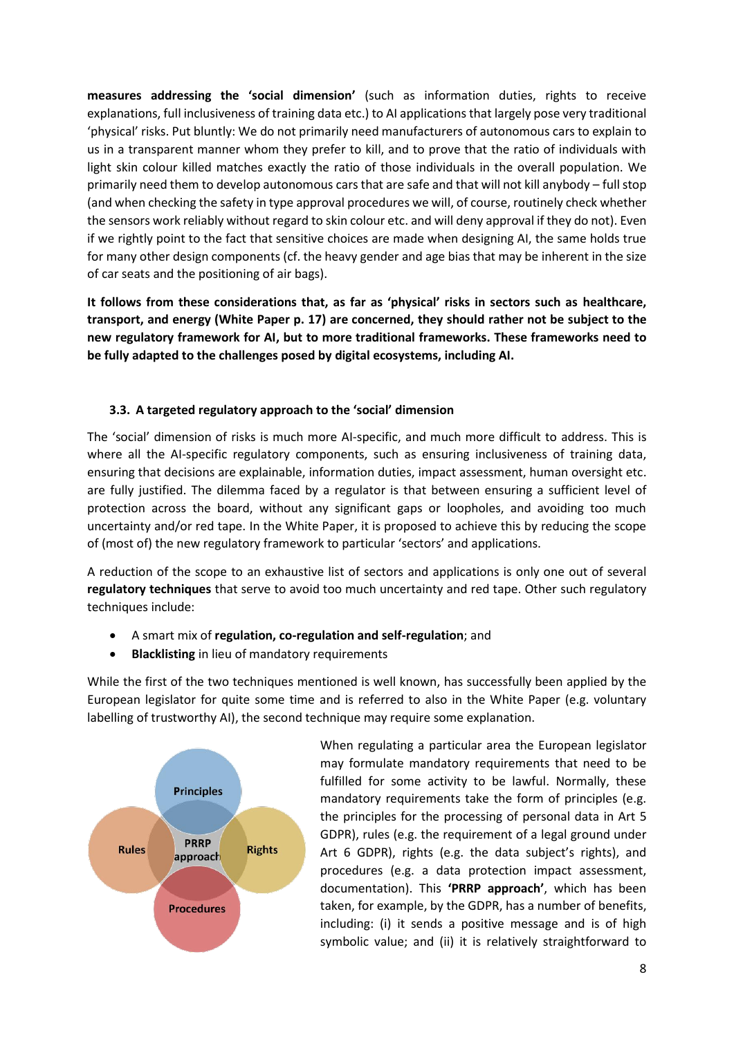**measures addressing the 'social dimension'** (such as information duties, rights to receive explanations, full inclusiveness of training data etc.) to AI applications that largely pose very traditional 'physical' risks. Put bluntly: We do not primarily need manufacturers of autonomous cars to explain to us in a transparent manner whom they prefer to kill, and to prove that the ratio of individuals with light skin colour killed matches exactly the ratio of those individuals in the overall population. We primarily need them to develop autonomous cars that are safe and that will not kill anybody – full stop (and when checking the safety in type approval procedures we will, of course, routinely check whether the sensors work reliably without regard to skin colour etc. and will deny approval if they do not). Even if we rightly point to the fact that sensitive choices are made when designing AI, the same holds true for many other design components (cf. the heavy gender and age bias that may be inherent in the size of car seats and the positioning of air bags).

**It follows from these considerations that, as far as 'physical' risks in sectors such as healthcare, transport, and energy (White Paper p. 17) are concerned, they should rather not be subject to the new regulatory framework for AI, but to more traditional frameworks. These frameworks need to be fully adapted to the challenges posed by digital ecosystems, including AI.**

### 3.3. A targeted regulatory approach to the 'social' dimension

The 'social' dimension of risks is much more AI-specific, and much more difficult to address. This is where all the AI-specific regulatory components, such as ensuring inclusiveness of training data, ensuring that decisions are explainable, information duties, impact assessment, human oversight etc. are fully justified. The dilemma faced by a regulator is that between ensuring a sufficient level of protection across the board, without any significant gaps or loopholes, and avoiding too much uncertainty and/or red tape. In the White Paper, it is proposed to achieve this by reducing the scope of (most of) the new regulatory framework to particular 'sectors' and applications.

A reduction of the scope to an exhaustive list of sectors and applications is only one out of several **regulatory techniques** that serve to avoid too much uncertainty and red tape. Other such regulatory techniques include:

- A smart mix of **regulation, co-regulation and self-regulation**; and
- **Blacklisting** in lieu of mandatory requirements

While the first of the two techniques mentioned is well known, has successfully been applied by the European legislator for quite some time and is referred to also in the White Paper (e.g. voluntary labelling of trustworthy AI), the second technique may require some explanation.

When regulating a particular area the European legislator may formulate mandatory requirements that need to be fulfilled for some activity to be lawful. Normally, these mandatory requirements take the form of principles (e.g. the principles for the processing of personal data in Art 5 GDPR), rules (e.g. the requirement of a legal ground under Art 6 GDPR), rights (e.g. the data subject's rights), and procedures (e.g. a data protection impact assessment, documentation). This **'PRRP approach'**, which has been taken, for example, by the GDPR, has a number of benefits, including: (i) it sends a positive message and is of high symbolic value; and (ii) it is relatively straightforward to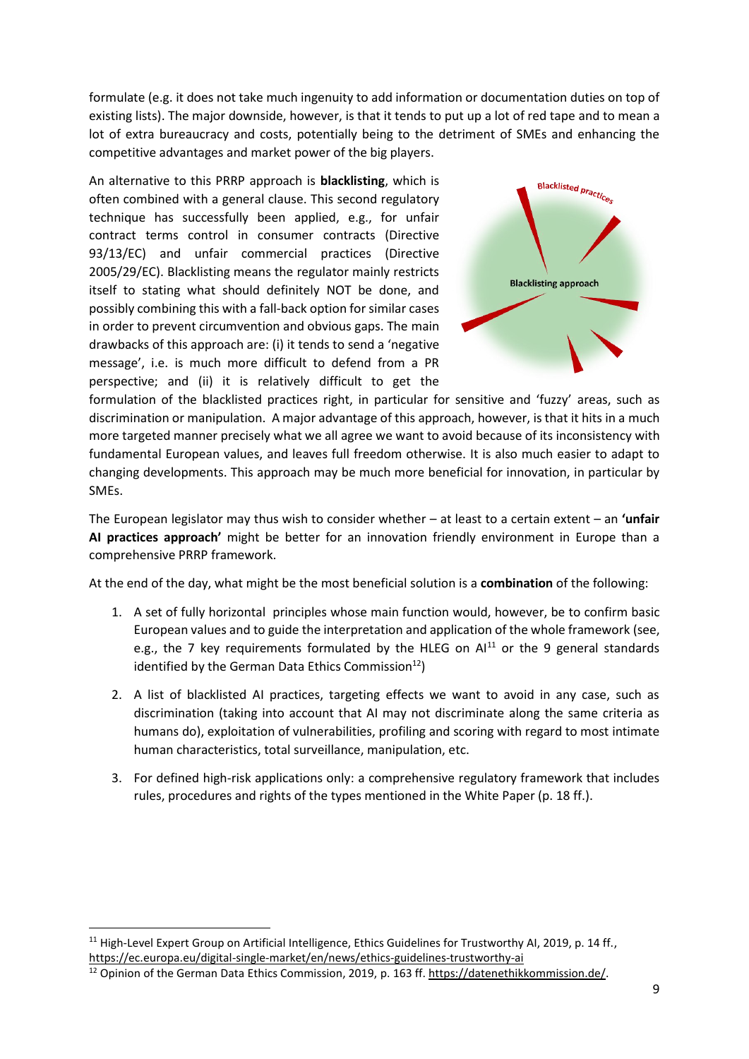formulate (e.g. it does not take much ingenuity to add information or documentation duties on top of existing lists). The major downside, however, is that it tends to put up a lot of red tape and to mean a lot of extra bureaucracy and costs, potentially being to the detriment of SMEs and enhancing the competitive advantages and market power of the big players.

An alternative to this PRRP approach is **blacklisting**, which is often combined with a general clause. This second regulatory technique has successfully been applied, e.g., for unfair contract terms control in consumer contracts (Directive 93/13/EC) and unfair commercial practices (Directive 2005/29/EC). Blacklisting means the regulator mainly restricts itself to stating what should definitely NOT be done, and possibly combining this with a fall-back option for similar cases in order to prevent circumvention and obvious gaps. The main drawbacks of this approach are: (i) it tends to send a 'negative message', i.e. is much more difficult to defend from a PR perspective; and (ii) it is relatively difficult to get the formulation of the blacklisted practices right, in particular for sensitive and 'fuzzy' areas, such as discrimination or manipulation. A major advantage of this approach, however, is that it hits in a much more targeted manner precisely what we all agree we want to avoid because of its inconsistency with fundamental European values, and leaves full freedom otherwise. It is also much easier to adapt to changing developments. This approach may be much more beneficial for innovation, in particular by SMEs.

The European legislator may thus wish to consider whether – at least to a certain extent – an **'unfair AI practices approach'** might be better for an innovation friendly environment in Europe than a comprehensive PRRP framework.

At the end of the day, what might be the most beneficial solution is a **combination** of the following:

1. A set of fully horizontal principles whose main function would, however, be to confirm basic European values and to guide the interpretation and application of the whole framework (see, e.g., the 7 key requirements formulated by the HLEG on AI[11] or the 9 general standards identified by the German Data Ethics Commission[12])
2. A list of blacklisted AI practices, targeting effects we want to avoid in any case, such as discrimination (taking into account that AI may not discriminate along the same criteria as humans do), exploitation of vulnerabilities, profiling and scoring with regard to most intimate human characteristics, total surveillance, manipulation, etc.
3. For defined high-risk applications only: a comprehensive regulatory framework that includes rules, procedures and rights of the types mentioned in the White Paper (p. 18 ff.).

[11] High-Level Expert Group on Artificial Intelligence, Ethics Guidelines for Trustworthy AI, 2019, p. 14 ff., https://ec.europa.eu/digital-single-market/en/news/ethics-guidelines-trustworthy-ai

[12] Opinion of the German Data Ethics Commission, 2019, p. 163 ff. https://datenethikkommission.de/.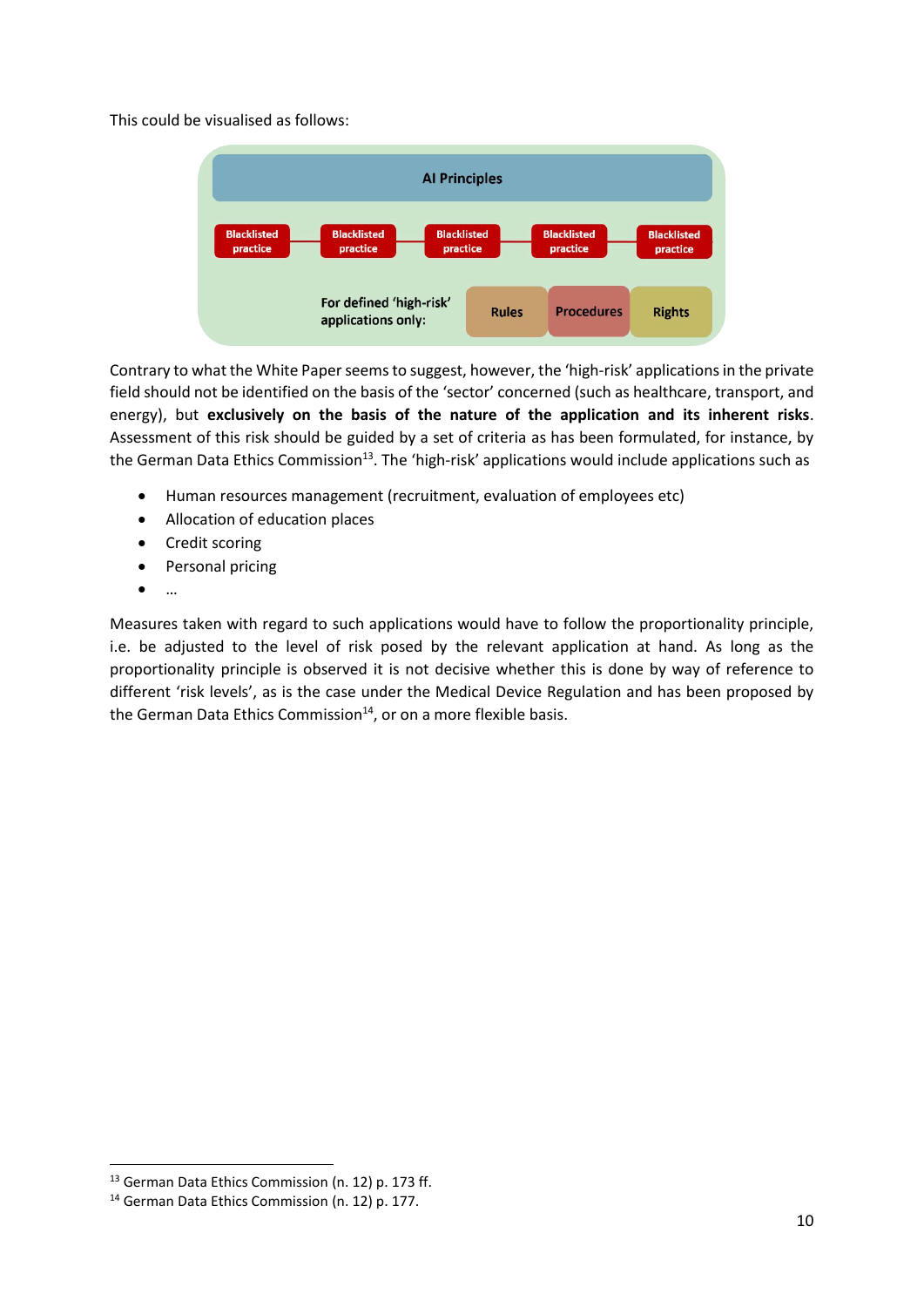This could be visualised as follows:

AI Principles

Blacklisted practice

Blacklisted practice

Blacklisted practice

Blacklisted practice

Blacklisted practice

For defined 'high-risk' applications only:

Rules

Procedures

Rights

Contrary to what the White Paper seems to suggest, however, the 'high-risk' applications in the private field should not be identified on the basis of the 'sector' concerned (such as healthcare, transport, and energy), but **exclusively on the basis of the nature of the application and its inherent risks**. Assessment of this risk should be guided by a set of criteria as has been formulated, for instance, by the German Data Ethics Commission[13]. The 'high-risk' applications would include applications such as

- Human resources management (recruitment, evaluation of employees etc)
- Allocation of education places
- Credit scoring
- Personal pricing
- …

Measures taken with regard to such applications would have to follow the proportionality principle, i.e. be adjusted to the level of risk posed by the relevant application at hand. As long as the proportionality principle is observed it is not decisive whether this is done by way of reference to different 'risk levels', as is the case under the Medical Device Regulation and has been proposed by the German Data Ethics Commission[14], or on a more flexible basis.

[13] German Data Ethics Commission (n. 12) p. 173 ff.

[14] German Data Ethics Commission (n. 12) p. 177.